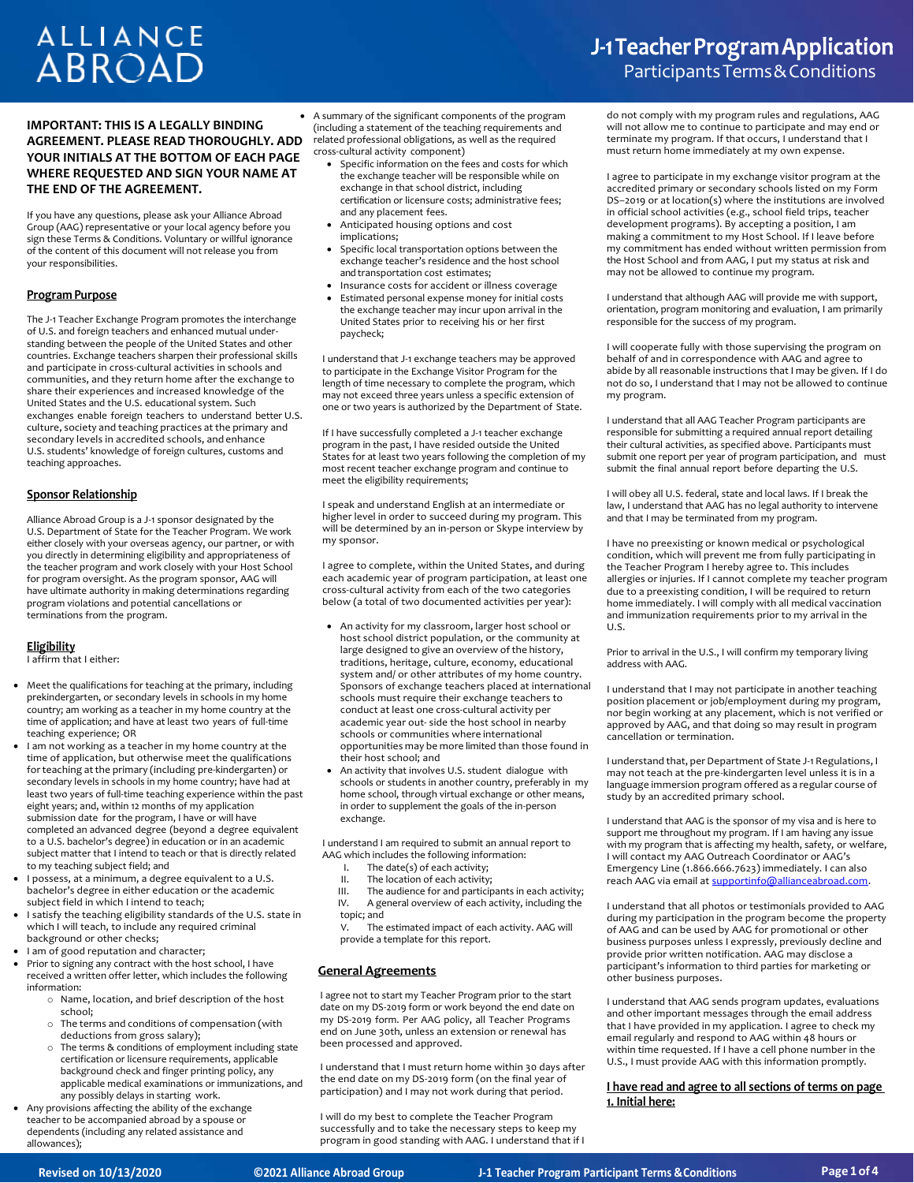# ALLIANCE ABROAD

# J-1 Teacher Program Application

## Participants Terms & Conditions

**IMPORTANT: THIS IS A LEGALLY BINDING AGREEMENT. PLEASE READ THOROUGHLY. ADD YOUR INITIALS AT THE BOTTOM OF EACH PAGE WHERE REQUESTED AND SIGN YOUR NAME AT THE END OF THE AGREEMENT.**

If you have any questions, please ask your Alliance Abroad Group (AAG) representative or your local agency before you sign these Terms & Conditions. Voluntary or willful ignorance of the content of this document will not release you from your responsibilities.

### Program Purpose

The J-1 Teacher Exchange Program promotes the interchange of U.S. and foreign teachers and enhanced mutual understanding between the people of the United States and other countries. Exchange teachers sharpen their professional skills and participate in cross-cultural activities in schools and communities, and they return home after the exchange to share their experiences and increased knowledge of the United States and the U.S. educational system. Such exchanges enable foreign teachers to understand better U.S. culture, society and teaching practices at the primary and secondary levels in accredited schools, and enhance U.S. students' knowledge of foreign cultures, customs and teaching approaches.

### Sponsor Relationship

Alliance Abroad Group is a J-1 sponsor designated by the U.S. Department of State for the Teacher Program. We work either closely with your overseas agency, our partner, or with you directly in determining eligibility and appropriateness of the teacher program and work closely with your Host School for program oversight. As the program sponsor, AAG will have ultimate authority in making determinations regarding program violations and potential cancellations or terminations from the program.

### Eligibility

I affirm that I either:

- Meet the qualifications for teaching at the primary, including prekindergarten, or secondary levels in schools in my home country; am working as a teacher in my home country at the time of application; and have at least two years of full-time teaching experience; OR
- I am not working as a teacher in my home country at the time of application, but otherwise meet the qualifications for teaching at the primary (including pre-kindergarten) or secondary levels in schools in my home country; have had at least two years of full-time teaching experience within the past eight years; and, within 12 months of my application submission date for the program, I have or will have completed an advanced degree (beyond a degree equivalent to a U.S. bachelor's degree) in education or in an academic subject matter that I intend to teach or that is directly related to my teaching subject field; and
- I possess, at a minimum, a degree equivalent to a U.S. bachelor's degree in either education or the academic subject field in which I intend to teach;
- I satisfy the teaching eligibility standards of the U.S. state in which I will teach, to include any required criminal background or other checks;
- I am of good reputation and character;
- Prior to signing any contract with the host school, I have received a written offer letter, which includes the following information:
  - Name, location, and brief description of the host school;
  - The terms and conditions of compensation (with deductions from gross salary);
  - The terms & conditions of employment including state certification or licensure requirements, applicable background check and finger printing policy, any applicable medical examinations or immunizations, and any possibly delays in starting work.
- Any provisions affecting the ability of the exchange teacher to be accompanied abroad by a spouse or dependents (including any related assistance and allowances);
- A summary of the significant components of the program (including a statement of the teaching requirements and related professional obligations, as well as the required cross-cultural activity component)
  - Specific information on the fees and costs for which the exchange teacher will be responsible while on exchange in that school district, including certification or licensure costs; administrative fees; and any placement fees.
  - Anticipated housing options and cost implications;
  - Specific local transportation options between the exchange teacher's residence and the host school and transportation cost estimates;
  - Insurance costs for accident or illness coverage
  - Estimated personal expense money for initial costs the exchange teacher may incur upon arrival in the United States prior to receiving his or her first paycheck;

I understand that J-1 exchange teachers may be approved to participate in the Exchange Visitor Program for the length of time necessary to complete the program, which may not exceed three years unless a specific extension of one or two years is authorized by the Department of State.

If I have successfully completed a J-1 teacher exchange program in the past, I have resided outside the United States for at least two years following the completion of my most recent teacher exchange program and continue to meet the eligibility requirements;

I speak and understand English at an intermediate or higher level in order to succeed during my program. This will be determined by an in-person or Skype interview by my sponsor.

I agree to complete, within the United States, and during each academic year of program participation, at least one cross-cultural activity from each of the two categories below (a total of two documented activities per year):

- An activity for my classroom, larger host school or host school district population, or the community at large designed to give an overview of the history, traditions, heritage, culture, economy, educational system and/ or other attributes of my home country. Sponsors of exchange teachers placed at international schools must require their exchange teachers to conduct at least one cross-cultural activity per academic year out- side the host school in nearby schools or communities where international opportunities may be more limited than those found in their host school; and
- An activity that involves U.S. student dialogue with schools or students in another country, preferably in my home school, through virtual exchange or other means, in order to supplement the goals of the in-person exchange.

I understand I am required to submit an annual report to AAG which includes the following information:

I. The date(s) of each activity;
II. The location of each activity;
III. The audience for and participants in each activity;
IV. A general overview of each activity, including the topic; and
V. The estimated impact of each activity. AAG will provide a template for this report.

### General Agreements

I agree not to start my Teacher Program prior to the start date on my DS-2019 form or work beyond the end date on my DS-2019 form. Per AAG policy, all Teacher Programs end on June 30th, unless an extension or renewal has been processed and approved.

I understand that I must return home within 30 days after the end date on my DS-2019 form (on the final year of participation) and I may not work during that period.

I will do my best to complete the Teacher Program successfully and to take the necessary steps to keep my program in good standing with AAG. I understand that if I do not comply with my program rules and regulations, AAG will not allow me to continue to participate and may end or terminate my program. If that occurs, I understand that I must return home immediately at my own expense.

I agree to participate in my exchange visitor program at the accredited primary or secondary schools listed on my Form DS–2019 or at location(s) where the institutions are involved in official school activities (e.g., school field trips, teacher development programs). By accepting a position, I am making a commitment to my Host School. If I leave before my commitment has ended without written permission from the Host School and from AAG, I put my status at risk and may not be allowed to continue my program.

I understand that although AAG will provide me with support, orientation, program monitoring and evaluation, I am primarily responsible for the success of my program.

I will cooperate fully with those supervising the program on behalf of and in correspondence with AAG and agree to abide by all reasonable instructions that I may be given. If I do not do so, I understand that I may not be allowed to continue my program.

I understand that all AAG Teacher Program participants are responsible for submitting a required annual report detailing their cultural activities, as specified above. Participants must submit one report per year of program participation, and must submit the final annual report before departing the U.S.

I will obey all U.S. federal, state and local laws. If I break the law, I understand that AAG has no legal authority to intervene and that I may be terminated from my program.

I have no preexisting or known medical or psychological condition, which will prevent me from fully participating in the Teacher Program I hereby agree to. This includes allergies or injuries. If I cannot complete my teacher program due to a preexisting condition, I will be required to return home immediately. I will comply with all medical vaccination and immunization requirements prior to my arrival in the U.S.

Prior to arrival in the U.S., I will confirm my temporary living address with AAG.

I understand that I may not participate in another teaching position placement or job/employment during my program, nor begin working at any placement, which is not verified or approved by AAG, and that doing so may result in program cancellation or termination.

I understand that, per Department of State J-1 Regulations, I may not teach at the pre-kindergarten level unless it is in a language immersion program offered as a regular course of study by an accredited primary school.

I understand that AAG is the sponsor of my visa and is here to support me throughout my program. If I am having any issue with my program that is affecting my health, safety, or welfare, I will contact my AAG Outreach Coordinator or AAG's Emergency Line (1.866.666.7623) immediately. I can also reach AAG via email at supportinfo@allianceabroad.com.

I understand that all photos or testimonials provided to AAG during my participation in the program become the property of AAG and can be used by AAG for promotional or other business purposes unless I expressly, previously decline and provide prior written notification. AAG may disclose a participant's information to third parties for marketing or other business purposes.

I understand that AAG sends program updates, evaluations and other important messages through the email address that I have provided in my application. I agree to check my email regularly and respond to AAG within 48 hours or within time requested. If I have a cell phone number in the U.S., I must provide AAG with this information promptly.

**I have read and agree to all sections of terms on page 1. Initial here:**

Revised on 10/13/2020 ©2021 Alliance Abroad Group J-1 Teacher Program Participant Terms & Conditions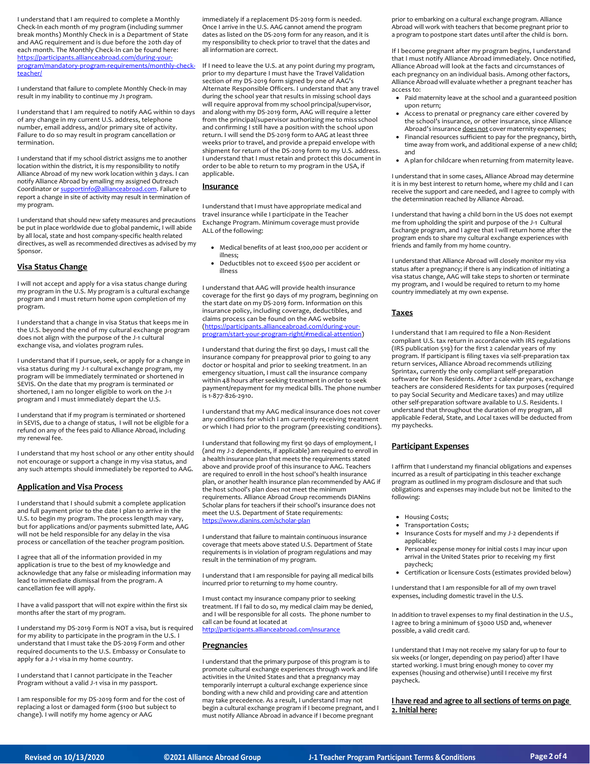I understand that I am required to complete a Monthly Check-In each month of my program (including summer break months) Monthly Check-In is a Department of State and AAG requirement and is due before the 20th day of each month. The Monthly Check-In can be found here: https://participants.allianceabroad.com/during-your-program/mandatory-program-requirements/monthly-check-teacher/

I understand that failure to complete Monthly Check-In may result in my inability to continue my J1 program.

I understand that I am required to notify AAG within 10 days of any change in my current U.S. address, telephone number, email address, and/or primary site of activity. Failure to do so may result in program cancellation or termination.

I understand that if my school district assigns me to another location within the district, it is my responsibility to notify Alliance Abroad of my new work location within 3 days. I can notify Alliance Abroad by emailing my assigned Outreach Coordinator or supportinfo@allianceabroad.com. Failure to report a change in site of activity may result in termination of my program.

I understand that should new safety measures and precautions be put in place worldwide due to global pandemic, I will abide by all local, state and host company-specific health related directives, as well as recommended directives as advised by my Sponsor.

## Visa Status Change

I will not accept and apply for a visa status change during my program in the U.S. My program is a cultural exchange program and I must return home upon completion of my program.

I understand that a change in visa Status that keeps me in the U.S. beyond the end of my cultural exchange program does not align with the purpose of the J-1 cultural exchange visa, and violates program rules.

I understand that if I pursue, seek, or apply for a change in visa status during my J-1 cultural exchange program, my program will be immediately terminated or shortened in SEVIS. On the date that my program is terminated or shortened, I am no longer eligible to work on the J-1 program and I must immediately depart the U.S.

I understand that if my program is terminated or shortened in SEVIS, due to a change of status, I will not be eligible for a refund on any of the fees paid to Alliance Abroad, including my renewal fee.

I understand that my host school or any other entity should not encourage or support a change in my visa status, and any such attempts should immediately be reported to AAG.

## Application and Visa Process

I understand that I should submit a complete application and full payment prior to the date I plan to arrive in the U.S. to begin my program. The process length may vary, but for applications and/or payments submitted late, AAG will not be held responsible for any delay in the visa process or cancellation of the teacher program position.

I agree that all of the information provided in my application is true to the best of my knowledge and acknowledge that any false or misleading information may lead to immediate dismissal from the program. A cancellation fee will apply.

I have a valid passport that will not expire within the first six months after the start of my program.

I understand my DS-2019 Form is NOT a visa, but is required for my ability to participate in the program in the U.S. I understand that I must take the DS-2019 Form and other required documents to the U.S. Embassy or Consulate to apply for a J-1 visa in my home country.

I understand that I cannot participate in the Teacher Program without a valid J-1 visa in my passport.

I am responsible for my DS-2019 form and for the cost of replacing a lost or damaged form ($100 but subject to change). I will notify my home agency or AAG immediately if a replacement DS-2019 form is needed. Once I arrive in the U.S. AAG cannot amend the program dates as listed on the DS-2019 form for any reason, and it is my responsibility to check prior to travel that the dates and all information are correct.

If I need to leave the U.S. at any point during my program, prior to my departure I must have the Travel Validation section of my DS-2019 form signed by one of AAG's Alternate Responsible Officers. I understand that any travel during the school year that results in missing school days will require approval from my school principal/supervisor, and along with my DS-2019 form, AAG will require a letter from the principal/supervisor authorizing me to miss school and confirming I still have a position with the school upon return. I will send the DS-2019 form to AAG at least three weeks prior to travel, and provide a prepaid envelope with shipment for return of the DS-2019 form to my U.S. address. I understand that I must retain and protect this document in order to be able to return to my program in the USA, if applicable.

## Insurance

I understand that I must have appropriate medical and travel insurance while I participate in the Teacher Exchange Program. Minimum coverage must provide ALL of the following:

- Medical benefits of at least $100,000 per accident or illness;
- Deductibles not to exceed $500 per accident or illness

I understand that AAG will provide health insurance coverage for the first 90 days of my program, beginning on the start date on my DS-2019 form. Information on this insurance policy, including coverage, deductibles, and claims process can be found on the AAG website (https://participants.allianceabroad.com/during-your-program/start-your-program-right/#medical-attention)

I understand that during the first 90 days, I must call the insurance company for preapproval prior to going to any doctor or hospital and prior to seeking treatment. In an emergency situation, I must call the insurance company within 48 hours after seeking treatment in order to seek payment/repayment for my medical bills. The phone number is 1-877-826-2910.

I understand that my AAG medical insurance does not cover any conditions for which I am currently receiving treatment or which I had prior to the program (preexisting conditions).

I understand that following my first 90 days of employment, I (and my J-2 dependents, if applicable) am required to enroll in a health insurance plan that meets the requirements stated above and provide proof of this insurance to AAG. Teachers are required to enroll in the host school's health insurance plan, or another health insurance plan recommended by AAG if the host school's plan does not meet the minimum requirements. Alliance Abroad Group recommends DIANins Scholar plans for teachers if their school's insurance does not meet the U.S. Department of State requirements: https://www.dianins.com/scholar-plan

I understand that failure to maintain continuous insurance coverage that meets above stated U.S. Department of State requirements is in violation of program regulations and may result in the termination of my program.

I understand that I am responsible for paying all medical bills incurred prior to returning to my home country.

I must contact my insurance company prior to seeking treatment. If I fail to do so, my medical claim may be denied, and I will be responsible for all costs. The phone number to call can be found at located at http://participants.allianceabroad.com/insurance

## Pregnancies

I understand that the primary purpose of this program is to promote cultural exchange experiences through work and life activities in the United States and that a pregnancy may temporarily interrupt a cultural exchange experience since bonding with a new child and providing care and attention may take precedence. As a result, I understand I may not begin a cultural exchange program if I become pregnant, and I must notify Alliance Abroad in advance if I become pregnant prior to embarking on a cultural exchange program. Alliance Abroad will work with teachers that become pregnant prior to a program to postpone start dates until after the child is born.

If I become pregnant after my program begins, I understand that I must notify Alliance Abroad immediately. Once notified, Alliance Abroad will look at the facts and circumstances of each pregnancy on an individual basis. Among other factors, Alliance Abroad will evaluate whether a pregnant teacher has access to:

- Paid maternity leave at the school and a guaranteed position upon return;
- Access to prenatal or pregnancy care either covered by the school's insurance, or other insurance, since Alliance Abroad's insurance does not cover maternity expenses;
- Financial resources sufficient to pay for the pregnancy, birth, time away from work, and additional expense of a new child; and
- A plan for childcare when returning from maternity leave.

I understand that in some cases, Alliance Abroad may determine it is in my best interest to return home, where my child and I can receive the support and care needed, and I agree to comply with the determination reached by Alliance Abroad.

I understand that having a child born in the US does not exempt me from upholding the spirit and purpose of the J-1 Cultural Exchange program, and I agree that I will return home after the program ends to share my cultural exchange experiences with friends and family from my home country.

I understand that Alliance Abroad will closely monitor my visa status after a pregnancy; if there is any indication of initiating a visa status change, AAG will take steps to shorten or terminate my program, and I would be required to return to my home country immediately at my own expense.

## Taxes

I understand that I am required to file a Non-Resident compliant U.S. tax return in accordance with IRS regulations (IRS publication 519) for the first 2 calendar years of my program. If participant is filing taxes via self-preparation tax return services, Alliance Abroad recommends utilizing Sprintax, currently the only compliant self-preparation software for Non Residents. After 2 calendar years, exchange teachers are considered Residents for tax purposes (required to pay Social Security and Medicare taxes) and may utilize other self-preparation software available to U.S. Residents. I understand that throughout the duration of my program, all applicable Federal, State, and Local taxes will be deducted from my paychecks.

## Participant Expenses

I affirm that I understand my financial obligations and expenses incurred as a result of participating in this teacher exchange program as outlined in my program disclosure and that such obligations and expenses may include but not be limited to the following:

- Housing Costs;
- Transportation Costs;
- Insurance Costs for myself and my J-2 dependents if applicable;
- Personal expense money for initial costs I may incur upon arrival in the United States prior to receiving my first paycheck;
- Certification or licensure Costs (estimates provided below)

I understand that I am responsible for all of my own travel expenses, including domestic travel in the U.S.

In addition to travel expenses to my final destination in the U.S., I agree to bring a minimum of $3000 USD and, whenever possible, a valid credit card.

I understand that I may not receive my salary for up to four to six weeks (or longer, depending on pay period) after I have started working. I must bring enough money to cover my expenses (housing and otherwise) until I receive my first paycheck.

**I have read and agree to all sections of terms on page 2. Initial here:**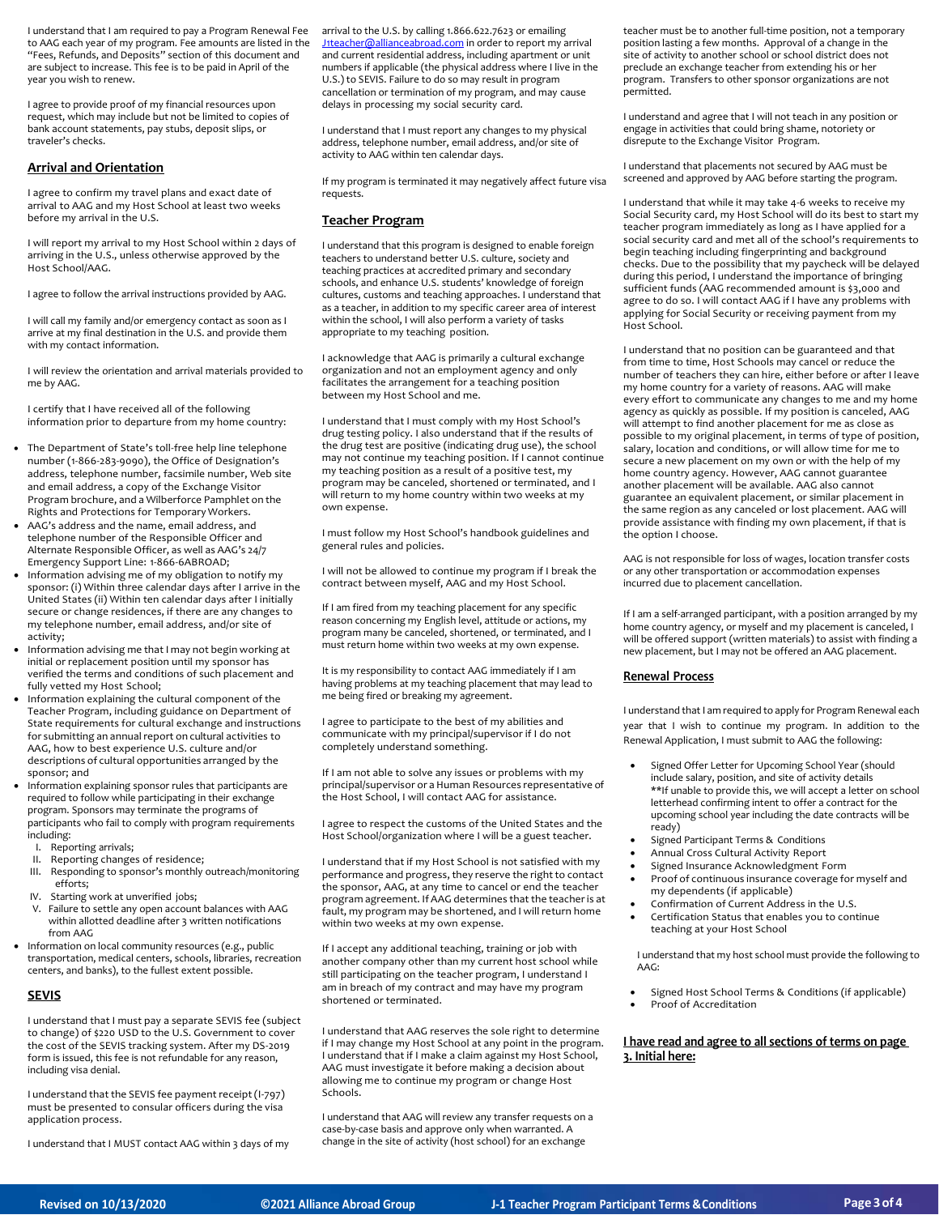I understand that I am required to pay a Program Renewal Fee to AAG each year of my program. Fee amounts are listed in the "Fees, Refunds, and Deposits" section of this document and are subject to increase. This fee is to be paid in April of the year you wish to renew.

I agree to provide proof of my financial resources upon request, which may include but not be limited to copies of bank account statements, pay stubs, deposit slips, or traveler's checks.

## Arrival and Orientation

I agree to confirm my travel plans and exact date of arrival to AAG and my Host School at least two weeks before my arrival in the U.S.

I will report my arrival to my Host School within 2 days of arriving in the U.S., unless otherwise approved by the Host School/AAG.

I agree to follow the arrival instructions provided by AAG.

I will call my family and/or emergency contact as soon as I arrive at my final destination in the U.S. and provide them with my contact information.

I will review the orientation and arrival materials provided to me by AAG.

I certify that I have received all of the following information prior to departure from my home country:

- The Department of State's toll-free help line telephone number (1-866-283-9090), the Office of Designation's address, telephone number, facsimile number, Web site and email address, a copy of the Exchange Visitor Program brochure, and a Wilberforce Pamphlet on the Rights and Protections for Temporary Workers.
- AAG's address and the name, email address, and telephone number of the Responsible Officer and Alternate Responsible Officer, as well as AAG's 24/7 Emergency Support Line: 1-866-6ABROAD;
- Information advising me of my obligation to notify my sponsor: (i) Within three calendar days after I arrive in the United States (ii) Within ten calendar days after I initially secure or change residences, if there are any changes to my telephone number, email address, and/or site of activity;
- Information advising me that I may not begin working at initial or replacement position until my sponsor has verified the terms and conditions of such placement and fully vetted my Host School;
- Information explaining the cultural component of the Teacher Program, including guidance on Department of State requirements for cultural exchange and instructions for submitting an annual report on cultural activities to AAG, how to best experience U.S. culture and/or descriptions of cultural opportunities arranged by the sponsor; and
- Information explaining sponsor rules that participants are required to follow while participating in their exchange program. Sponsors may terminate the programs of participants who fail to comply with program requirements including:
  - I. Reporting arrivals;
  - II. Reporting changes of residence;
  - III. Responding to sponsor's monthly outreach/monitoring efforts;
  - IV. Starting work at unverified jobs;
  - V. Failure to settle any open account balances with AAG within allotted deadline after 3 written notifications from AAG
- Information on local community resources (e.g., public transportation, medical centers, schools, libraries, recreation centers, and banks), to the fullest extent possible.

## SEVIS

I understand that I must pay a separate SEVIS fee (subject to change) of $220 USD to the U.S. Government to cover the cost of the SEVIS tracking system. After my DS-2019 form is issued, this fee is not refundable for any reason, including visa denial.

I understand that the SEVIS fee payment receipt (I-797) must be presented to consular officers during the visa application process.

I understand that I MUST contact AAG within 3 days of my arrival to the U.S. by calling 1.866.622.7623 or emailing J1teacher@allianceabroad.com in order to report my arrival and current residential address, including apartment or unit numbers if applicable (the physical address where I live in the U.S.) to SEVIS. Failure to do so may result in program cancellation or termination of my program, and may cause delays in processing my social security card.

I understand that I must report any changes to my physical address, telephone number, email address, and/or site of activity to AAG within ten calendar days.

If my program is terminated it may negatively affect future visa requests.

## Teacher Program

I understand that this program is designed to enable foreign teachers to understand better U.S. culture, society and teaching practices at accredited primary and secondary schools, and enhance U.S. students' knowledge of foreign cultures, customs and teaching approaches. I understand that as a teacher, in addition to my specific career area of interest within the school, I will also perform a variety of tasks appropriate to my teaching position.

I acknowledge that AAG is primarily a cultural exchange organization and not an employment agency and only facilitates the arrangement for a teaching position between my Host School and me.

I understand that I must comply with my Host School's drug testing policy. I also understand that if the results of the drug test are positive (indicating drug use), the school may not continue my teaching position. If I cannot continue my teaching position as a result of a positive test, my program may be canceled, shortened or terminated, and I will return to my home country within two weeks at my own expense.

I must follow my Host School's handbook guidelines and general rules and policies.

I will not be allowed to continue my program if I break the contract between myself, AAG and my Host School.

If I am fired from my teaching placement for any specific reason concerning my English level, attitude or actions, my program many be canceled, shortened, or terminated, and I must return home within two weeks at my own expense.

It is my responsibility to contact AAG immediately if I am having problems at my teaching placement that may lead to me being fired or breaking my agreement.

I agree to participate to the best of my abilities and communicate with my principal/supervisor if I do not completely understand something.

If I am not able to solve any issues or problems with my principal/supervisor or a Human Resources representative of the Host School, I will contact AAG for assistance.

I agree to respect the customs of the United States and the Host School/organization where I will be a guest teacher.

I understand that if my Host School is not satisfied with my performance and progress, they reserve the right to contact the sponsor, AAG, at any time to cancel or end the teacher program agreement. If AAG determines that the teacher is at fault, my program may be shortened, and I will return home within two weeks at my own expense.

If I accept any additional teaching, training or job with another company other than my current host school while still participating on the teacher program, I understand I am in breach of my contract and may have my program shortened or terminated.

I understand that AAG reserves the sole right to determine if I may change my Host School at any point in the program. I understand that if I make a claim against my Host School, AAG must investigate it before making a decision about allowing me to continue my program or change Host Schools.

I understand that AAG will review any transfer requests on a case-by-case basis and approve only when warranted. A change in the site of activity (host school) for an exchange teacher must be to another full-time position, not a temporary position lasting a few months. Approval of a change in the site of activity to another school or school district does not preclude an exchange teacher from extending his or her program. Transfers to other sponsor organizations are not permitted.

I understand and agree that I will not teach in any position or engage in activities that could bring shame, notoriety or disrepute to the Exchange Visitor Program.

I understand that placements not secured by AAG must be screened and approved by AAG before starting the program.

I understand that while it may take 4-6 weeks to receive my Social Security card, my Host School will do its best to start my teacher program immediately as long as I have applied for a social security card and met all of the school's requirements to begin teaching including fingerprinting and background checks. Due to the possibility that my paycheck will be delayed during this period, I understand the importance of bringing sufficient funds (AAG recommended amount is $3,000 and agree to do so. I will contact AAG if I have any problems with applying for Social Security or receiving payment from my Host School.

I understand that no position can be guaranteed and that from time to time, Host Schools may cancel or reduce the number of teachers they can hire, either before or after I leave my home country for a variety of reasons. AAG will make every effort to communicate any changes to me and my home agency as quickly as possible. If my position is canceled, AAG will attempt to find another placement for me as close as possible to my original placement, in terms of type of position, salary, location and conditions, or will allow time for me to secure a new placement on my own or with the help of my home country agency. However, AAG cannot guarantee another placement will be available. AAG also cannot guarantee an equivalent placement, or similar placement in the same region as any canceled or lost placement. AAG will provide assistance with finding my own placement, if that is the option I choose.

AAG is not responsible for loss of wages, location transfer costs or any other transportation or accommodation expenses incurred due to placement cancellation.

If I am a self-arranged participant, with a position arranged by my home country agency, or myself and my placement is canceled, I will be offered support (written materials) to assist with finding a new placement, but I may not be offered an AAG placement.

## Renewal Process

I understand that I am required to apply for Program Renewal each year that I wish to continue my program. In addition to the Renewal Application, I must submit to AAG the following:

- Signed Offer Letter for Upcoming School Year (should include salary, position, and site of activity details **If unable to provide this, we will accept a letter on school letterhead confirming intent to offer a contract for the upcoming school year including the date contracts will be ready)
- Signed Participant Terms & Conditions
- Annual Cross Cultural Activity Report
- Signed Insurance Acknowledgment Form
- Proof of continuous insurance coverage for myself and my dependents (if applicable)
- Confirmation of Current Address in the U.S.
- Certification Status that enables you to continue teaching at your Host School

I understand that my host school must provide the following to AAG:

- Signed Host School Terms & Conditions (if applicable)
- Proof of Accreditation

**I have read and agree to all sections of terms on page 3. Initial here:**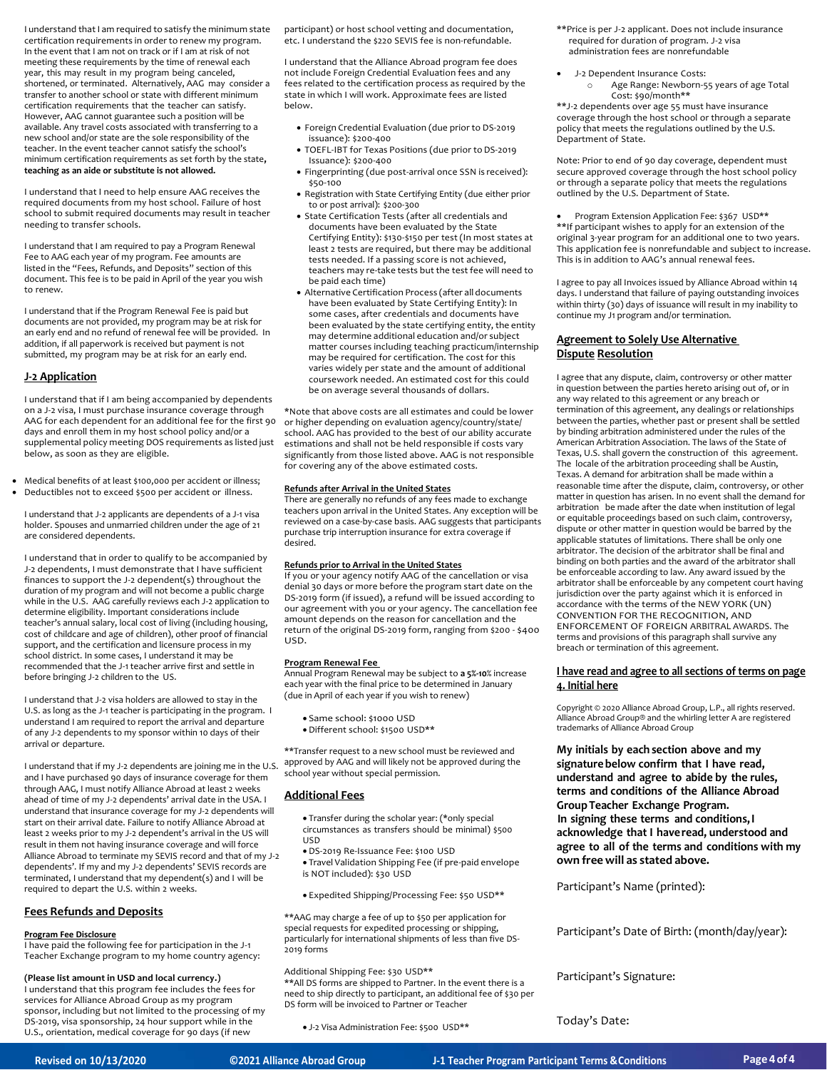I understand that I am required to satisfy the minimum state certification requirements in order to renew my program. In the event that I am not on track or if I am at risk of not meeting these requirements by the time of renewal each year, this may result in my program being canceled, shortened, or terminated. Alternatively, AAG may consider a transfer to another school or state with different minimum certification requirements that the teacher can satisfy. However, AAG cannot guarantee such a position will be available. Any travel costs associated with transferring to a new school and/or state are the sole responsibility of the teacher. In the event teacher cannot satisfy the school's minimum certification requirements as set forth by the state, **teaching as an aide or substitute is not allowed.**

I understand that I need to help ensure AAG receives the required documents from my host school. Failure of host school to submit required documents may result in teacher needing to transfer schools.

I understand that I am required to pay a Program Renewal Fee to AAG each year of my program. Fee amounts are listed in the "Fees, Refunds, and Deposits" section of this document. This fee is to be paid in April of the year you wish to renew.

I understand that if the Program Renewal Fee is paid but documents are not provided, my program may be at risk for an early end and no refund of renewal fee will be provided. In addition, if all paperwork is received but payment is not submitted, my program will be at risk for an early end.

## J-2 Application

I understand that if I am being accompanied by dependents on a J-2 visa, I must purchase insurance coverage through AAG for each dependent for an additional fee for the first 90 days and enroll them in my host school policy and/or a supplemental policy meeting DOS requirements as listed just below, as soon as they are eligible.

- Medical benefits of at least $100,000 per accident or illness;
- Deductibles not to exceed $500 per accident or illness.

I understand that J-2 applicants are dependents of a J-1 visa holder. Spouses and unmarried children under the age of 21 are considered dependents.

I understand that in order to qualify to be accompanied by J-2 dependents, I must demonstrate that I have sufficient finances to support the J-2 dependent(s) throughout the duration of my program and will not become a public charge while in the U.S. AAG carefully reviews each J-2 application to determine eligibility. Important considerations include teacher's annual salary, local cost of living (including housing, cost of childcare and age of children), other proof of financial support, and the certification and licensure process in my school district. In some cases, I understand it may be recommended that the J-1 teacher arrive first and settle in before bringing J-2 children to the US.

I understand that J-2 visa holders are allowed to stay in the U.S. as long as the J-1 teacher is participating in the program. I understand I am required to report the arrival and departure of any J-2 dependents to my sponsor within 10 days of their arrival or departure.

I understand that if my J-2 dependents are joining me in the U.S. and I have purchased 90 days of insurance coverage for them through AAG, I must notify Alliance Abroad at least 2 weeks ahead of time of my J-2 dependents' arrival date in the USA. I understand that insurance coverage for my J-2 dependents will start on their arrival date. Failure to notify Alliance Abroad at least 2 weeks prior to my J-2 dependent's arrival in the US will result in them not having insurance coverage and will force Alliance Abroad to terminate my SEVIS record and that of my J-2 dependents'. If my and my J-2 dependents' SEVIS records are terminated, I understand that my dependent(s) and I will be required to depart the U.S. within 2 weeks.

## Fees Refunds and Deposits

**Program Fee Disclosure**

I have paid the following fee for participation in the J-1 Teacher Exchange program to my home country agency:

**(Please list amount in USD and local currency.)**

I understand that this program fee includes the fees for services for Alliance Abroad Group as my program sponsor, including but not limited to the processing of my DS-2019, visa sponsorship, 24 hour support while in the U.S., orientation, medical coverage for 90 days (if new participant) or host school vetting and documentation, etc. I understand the $220 SEVIS fee is non-refundable.

I understand that the Alliance Abroad program fee does not include Foreign Credential Evaluation fees and any fees related to the certification process as required by the state in which I will work. Approximate fees are listed below.

- Foreign Credential Evaluation (due prior to DS-2019 issuance): $200-400
- TOEFL-IBT for Texas Positions (due prior to DS-2019 Issuance): $200-400
- Fingerprinting (due post-arrival once SSN is received): $50-100
- Registration with State Certifying Entity (due either prior to or post arrival): $200-300
- State Certification Tests (after all credentials and documents have been evaluated by the State Certifying Entity): $130-$150 per test (In most states at least 2 tests are required, but there may be additional tests needed. If a passing score is not achieved, teachers may re-take tests but the test fee will need to be paid each time)
- Alternative Certification Process (after all documents have been evaluated by State Certifying Entity): In some cases, after credentials and documents have been evaluated by the state certifying entity, the entity may determine additional education and/or subject matter courses including teaching practicum/internship may be required for certification. The cost for this varies widely per state and the amount of additional coursework needed. An estimated cost for this could be on average several thousands of dollars.

*Note that above costs are all estimates and could be lower or higher depending on evaluation agency/country/state/ school. AAG has provided to the best of our ability accurate estimations and shall not be held responsible if costs vary significantly from those listed above. AAG is not responsible for covering any of the above estimated costs.

**Refunds after Arrival in the United States**

There are generally no refunds of any fees made to exchange teachers upon arrival in the United States. Any exception will be reviewed on a case-by-case basis. AAG suggests that participants purchase trip interruption insurance for extra coverage if desired.

**Refunds prior to Arrival in the United States**

If you or your agency notify AAG of the cancellation or visa denial 30 days or more before the program start date on the DS-2019 form (if issued), a refund will be issued according to our agreement with you or your agency. The cancellation fee amount depends on the reason for cancellation and the return of the original DS-2019 form, ranging from $200 - $400 USD.

**Program Renewal Fee**

Annual Program Renewal may be subject to **a 5%-10%** increase each year with the final price to be determined in January (due in April of each year if you wish to renew)

- Same school: $1000 USD
- Different school: $1500 USD**

**Transfer request to a new school must be reviewed and approved by AAG and will likely not be approved during the school year without special permission.

## Additional Fees

- Transfer during the scholar year: (*only special circumstances as transfers should be minimal) $500 USD
- DS-2019 Re-Issuance Fee: $100 USD
- Travel Validation Shipping Fee (if pre-paid envelope is NOT included): $30 USD
- Expedited Shipping/Processing Fee: $50 USD**

**AAG may charge a fee of up to $50 per application for special requests for expedited processing or shipping, particularly for international shipments of less than five DS-2019 forms

Additional Shipping Fee: $30 USD**
**All DS forms are shipped to Partner. In the event there is a need to ship directly to participant, an additional fee of $30 per DS form will be invoiced to Partner or Teacher

- J-2 Visa Administration Fee: $500 USD**

**Price is per J-2 applicant. Does not include insurance required for duration of program. J-2 visa administration fees are nonrefundable

- J-2 Dependent Insurance Costs:
  - Age Range: Newborn-55 years of age Total Cost: $90/month**

**J-2 dependents over age 55 must have insurance coverage through the host school or through a separate policy that meets the regulations outlined by the U.S. Department of State.

Note: Prior to end of 90 day coverage, dependent must secure approved coverage through the host school policy or through a separate policy that meets the regulations outlined by the U.S. Department of State.

- Program Extension Application Fee: $367 USD**

**If participant wishes to apply for an extension of the original 3-year program for an additional one to two years. This application fee is nonrefundable and subject to increase. This is in addition to AAG's annual renewal fees.

I agree to pay all Invoices issued by Alliance Abroad within 14 days. I understand that failure of paying outstanding invoices within thirty (30) days of issuance will result in my inability to continue my J1 program and/or termination.

## Agreement to Solely Use Alternative Dispute Resolution

I agree that any dispute, claim, controversy or other matter in question between the parties hereto arising out of, or in any way related to this agreement or any breach or termination of this agreement, any dealings or relationships between the parties, whether past or present shall be settled by binding arbitration administered under the rules of the American Arbitration Association. The laws of the State of Texas, U.S. shall govern the construction of this agreement. The locale of the arbitration proceeding shall be Austin, Texas. A demand for arbitration shall be made within a reasonable time after the dispute, claim, controversy, or other matter in question has arisen. In no event shall the demand for arbitration be made after the date when institution of legal or equitable proceedings based on such claim, controversy, dispute or other matter in question would be barred by the applicable statutes of limitations. There shall be only one arbitrator. The decision of the arbitrator shall be final and binding on both parties and the award of the arbitrator shall be enforceable according to law. Any award issued by the arbitrator shall be enforceable by any competent court having jurisdiction over the party against which it is enforced in accordance with the terms of the NEW YORK (UN) CONVENTION FOR THE RECOGNITION, AND ENFORCEMENT OF FOREIGN ARBITRAL AWARDS. The terms and provisions of this paragraph shall survive any breach or termination of this agreement.

**I have read and agree to all sections of terms on page 4. Initial here**

Copyright © 2020 Alliance Abroad Group, L.P., all rights reserved. Alliance Abroad Group® and the whirling letter A are registered trademarks of Alliance Abroad Group

**My initials by each section above and my signature below confirm that I have read, understand and agree to abide by the rules, terms and conditions of the Alliance Abroad Group Teacher Exchange Program. In signing these terms and conditions, I acknowledge that I have read, understood and agree to all of the terms and conditions with my own free will as stated above.**

Participant's Name (printed):

Participant's Date of Birth: (month/day/year):

Participant's Signature:

Today's Date:

Revised on 10/13/2020